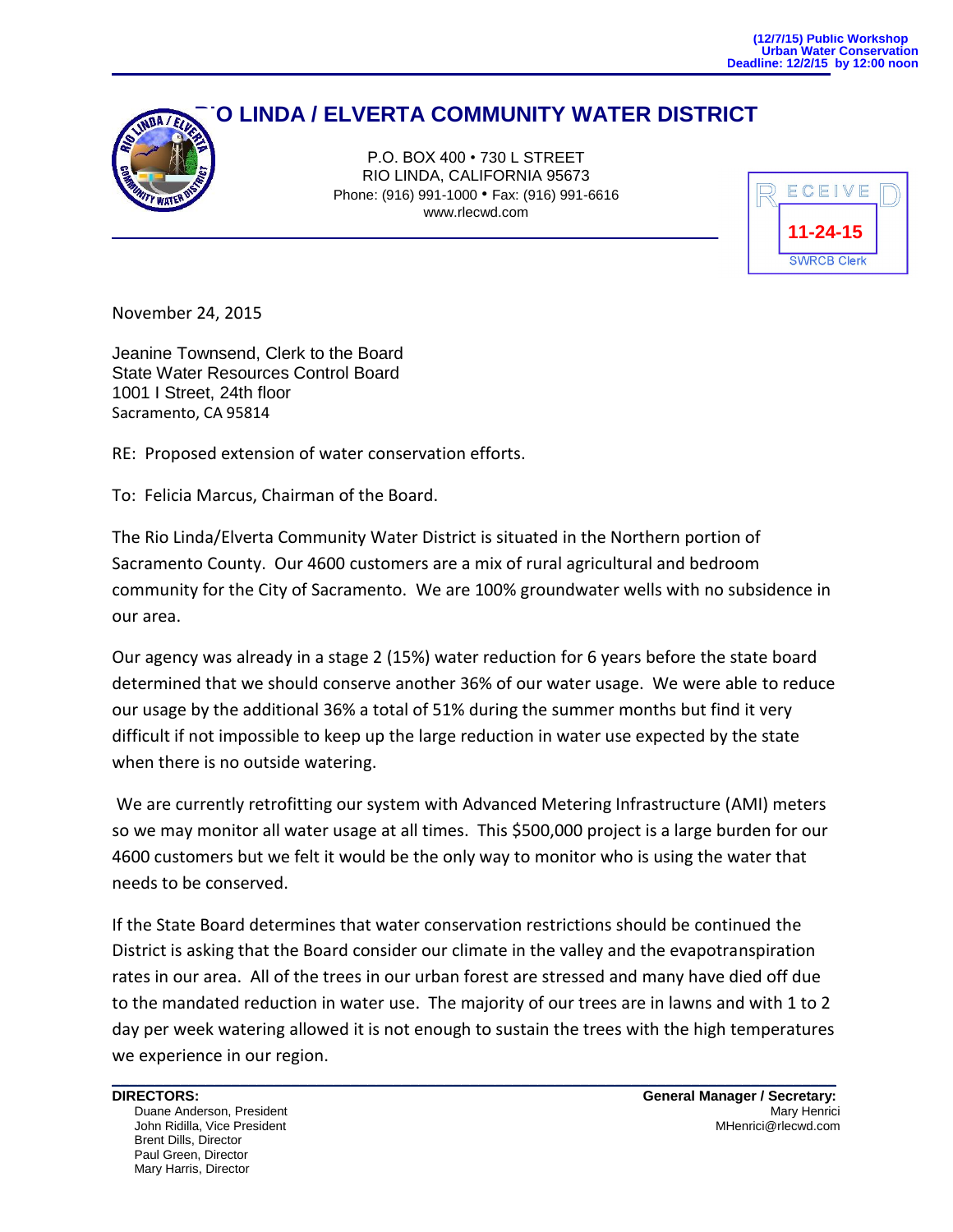(12/7/15) Public Workshop
Urban Water Conservation
Deadline: 12/2/15 by 12:00 noon

# RIO LINDA / ELVERTA COMMUNITY WATER DISTRICT

P.O. BOX 400 • 730 L STREET
RIO LINDA, CALIFORNIA 95673
Phone: (916) 991-1000 • Fax: (916) 991-6616
www.rlecwd.com

RECEIVED
11-24-15
SWRCB Clerk

November 24, 2015

Jeanine Townsend, Clerk to the Board
State Water Resources Control Board
1001 I Street, 24th floor
Sacramento, CA 95814

RE: Proposed extension of water conservation efforts.

To: Felicia Marcus, Chairman of the Board.

The Rio Linda/Elverta Community Water District is situated in the Northern portion of Sacramento County. Our 4600 customers are a mix of rural agricultural and bedroom community for the City of Sacramento. We are 100% groundwater wells with no subsidence in our area.

Our agency was already in a stage 2 (15%) water reduction for 6 years before the state board determined that we should conserve another 36% of our water usage. We were able to reduce our usage by the additional 36% a total of 51% during the summer months but find it very difficult if not impossible to keep up the large reduction in water use expected by the state when there is no outside watering.

We are currently retrofitting our system with Advanced Metering Infrastructure (AMI) meters so we may monitor all water usage at all times. This $500,000 project is a large burden for our 4600 customers but we felt it would be the only way to monitor who is using the water that needs to be conserved.

If the State Board determines that water conservation restrictions should be continued the District is asking that the Board consider our climate in the valley and the evapotranspiration rates in our area. All of the trees in our urban forest are stressed and many have died off due to the mandated reduction in water use. The majority of our trees are in lawns and with 1 to 2 day per week watering allowed it is not enough to sustain the trees with the high temperatures we experience in our region.

**DIRECTORS:**
Duane Anderson, President
John Ridilla, Vice President
Brent Dills, Director
Paul Green, Director
Mary Harris, Director

**General Manager / Secretary:**
Mary Henrici
MHenrici@rlecwd.com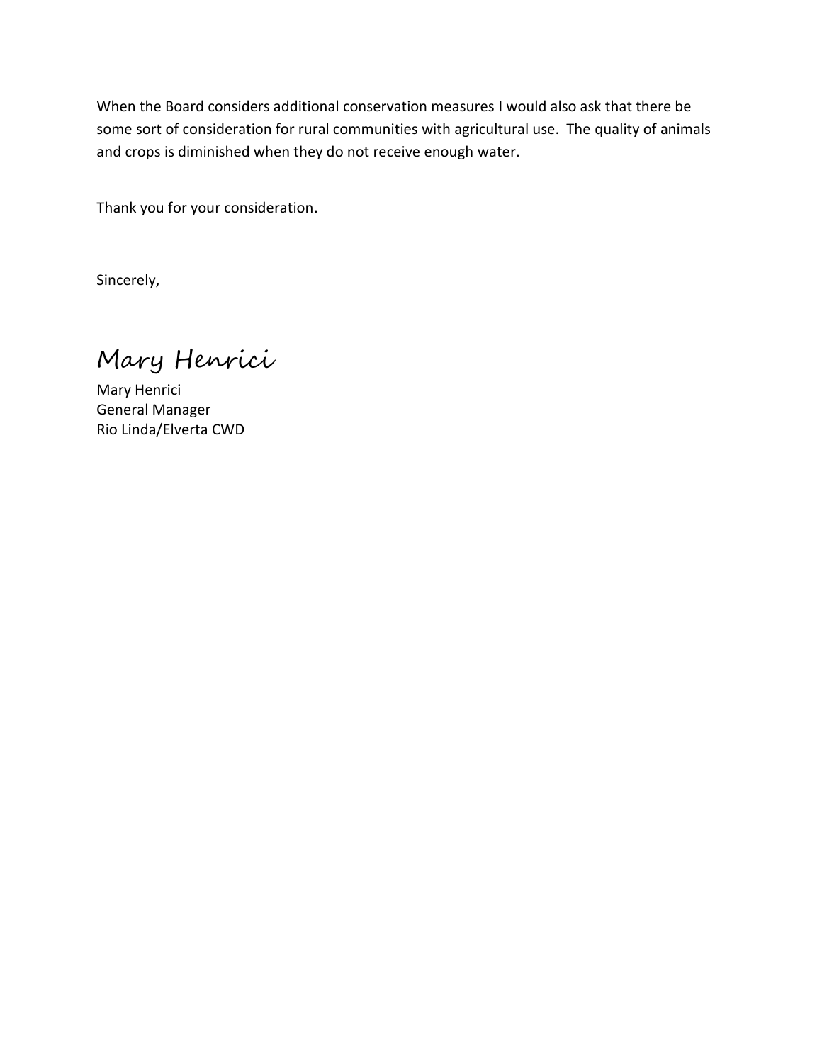When the Board considers additional conservation measures I would also ask that there be some sort of consideration for rural communities with agricultural use. The quality of animals and crops is diminished when they do not receive enough water.

Thank you for your consideration.

Sincerely,

Mary Henrici

Mary Henrici
General Manager
Rio Linda/Elverta CWD